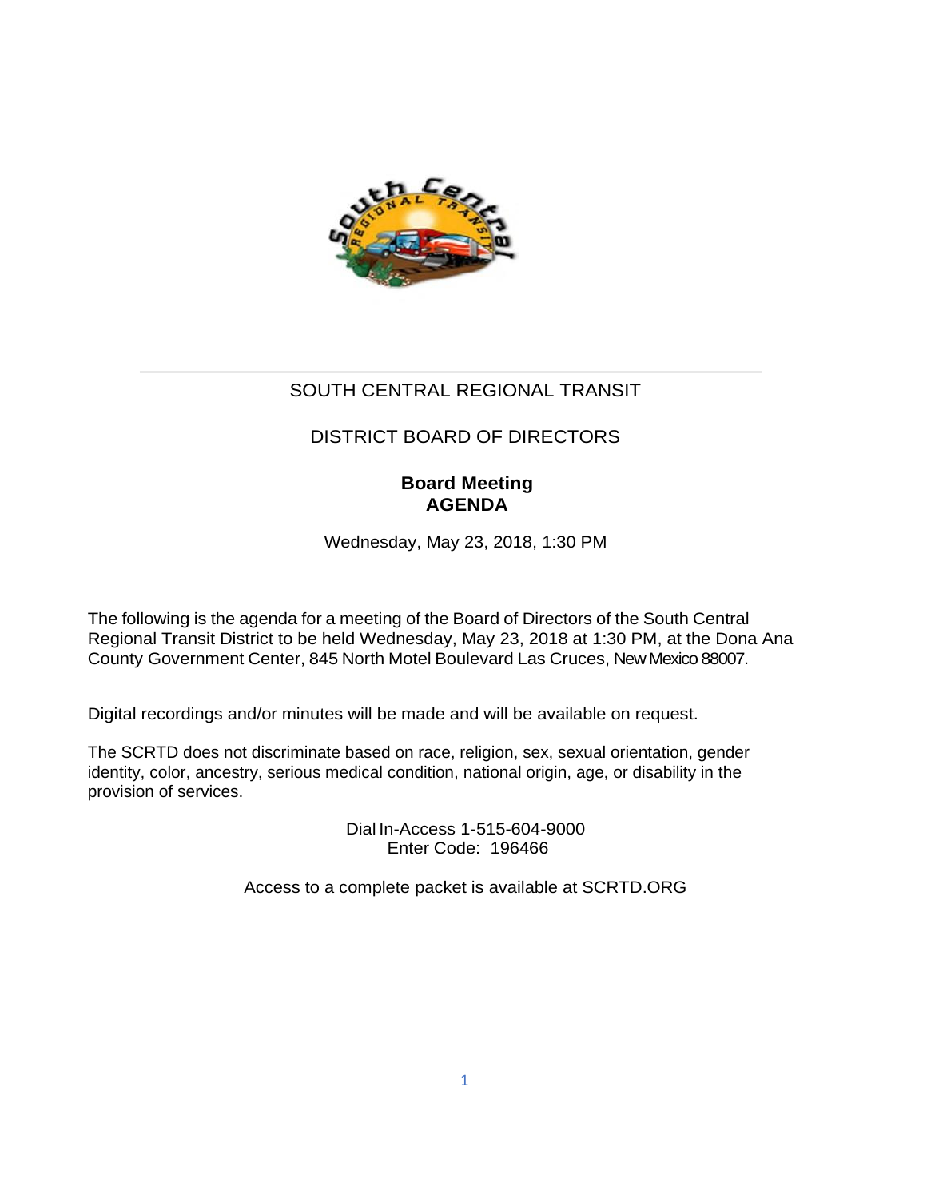SOUTH CENTRAL REGIONAL TRANSIT

DISTRICT BOARD OF DIRECTORS

**Board Meeting**
**AGENDA**

Wednesday, May 23, 2018, 1:30 PM

The following is the agenda for a meeting of the Board of Directors of the South Central Regional Transit District to be held Wednesday, May 23, 2018 at 1:30 PM, at the Dona Ana County Government Center, 845 North Motel Boulevard Las Cruces, New Mexico 88007.

Digital recordings and/or minutes will be made and will be available on request.

The SCRTD does not discriminate based on race, religion, sex, sexual orientation, gender identity, color, ancestry, serious medical condition, national origin, age, or disability in the provision of services.

Dial In-Access 1-515-604-9000
Enter Code: 196466

Access to a complete packet is available at SCRTD.ORG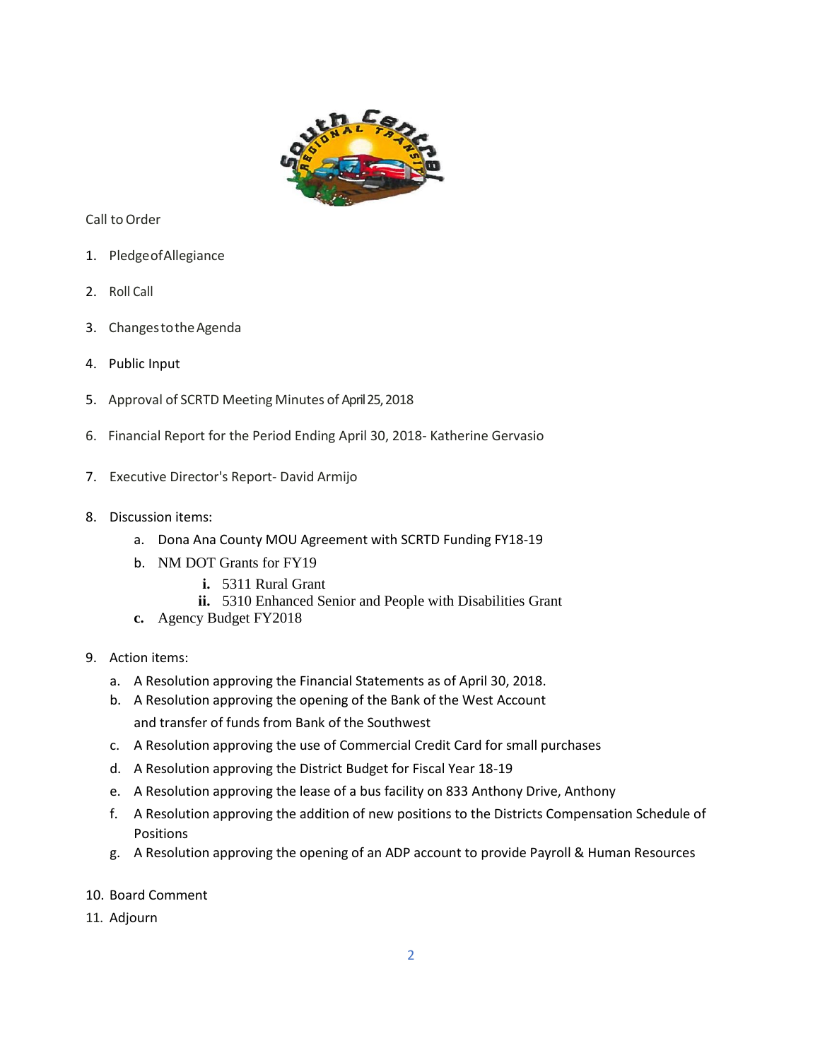Call to Order

1. Pledge of Allegiance
2. Roll Call
3. Changes to the Agenda
4. Public Input
5. Approval of SCRTD Meeting Minutes of April 25, 2018
6. Financial Report for the Period Ending April 30, 2018- Katherine Gervasio
7. Executive Director's Report- David Armijo
8. Discussion items:
   a. Dona Ana County MOU Agreement with SCRTD Funding FY18-19
   b. NM DOT Grants for FY19
      i. 5311 Rural Grant
      ii. 5310 Enhanced Senior and People with Disabilities Grant
   c. Agency Budget FY2018
9. Action items:
   a. A Resolution approving the Financial Statements as of April 30, 2018.
   b. A Resolution approving the opening of the Bank of the West Account and transfer of funds from Bank of the Southwest
   c. A Resolution approving the use of Commercial Credit Card for small purchases
   d. A Resolution approving the District Budget for Fiscal Year 18-19
   e. A Resolution approving the lease of a bus facility on 833 Anthony Drive, Anthony
   f. A Resolution approving the addition of new positions to the Districts Compensation Schedule of Positions
   g. A Resolution approving the opening of an ADP account to provide Payroll & Human Resources
10. Board Comment
11. Adjourn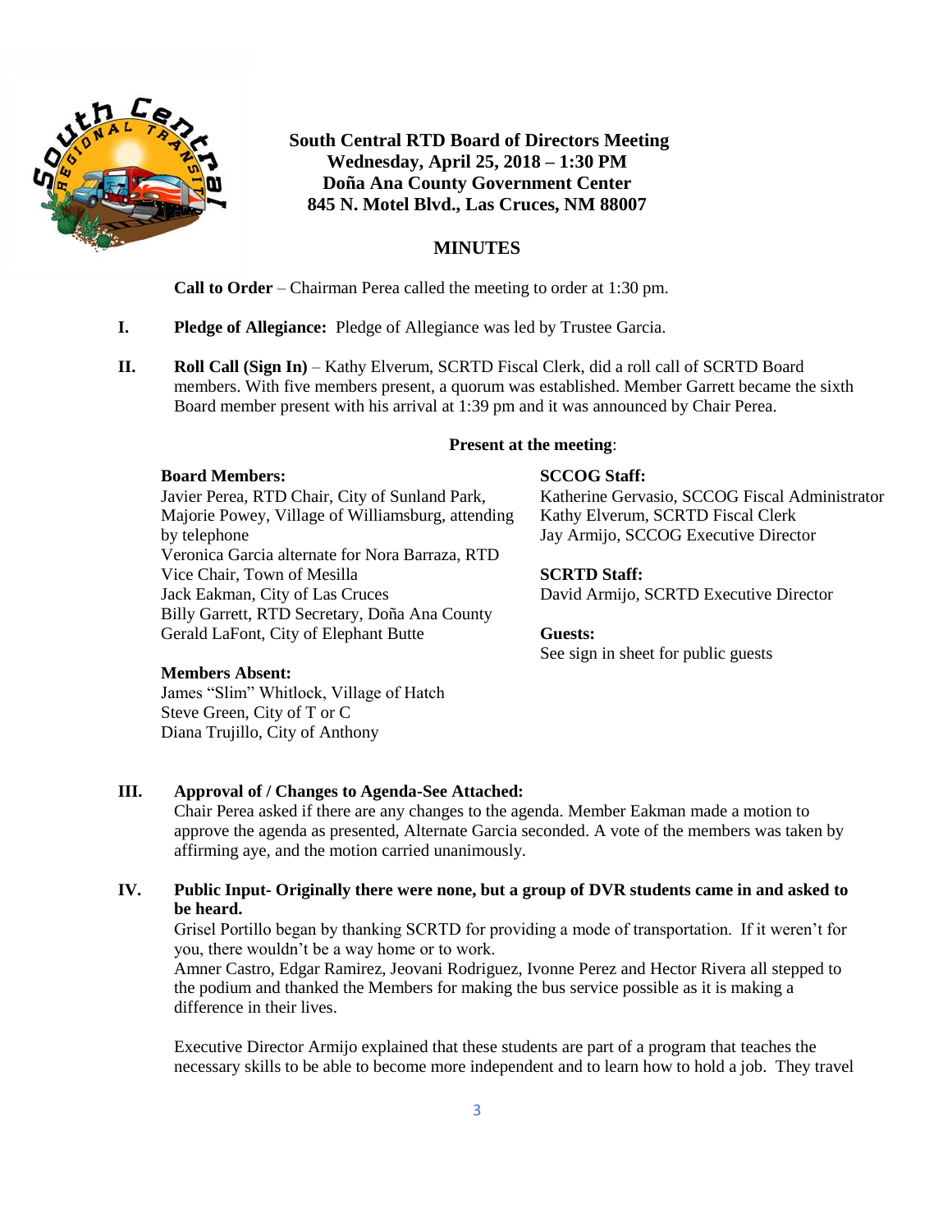**South Central RTD Board of Directors Meeting**
**Wednesday, April 25, 2018 – 1:30 PM**
**Doña Ana County Government Center**
**845 N. Motel Blvd., Las Cruces, NM 88007**

## MINUTES

**Call to Order** – Chairman Perea called the meeting to order at 1:30 pm.

**I. Pledge of Allegiance:** Pledge of Allegiance was led by Trustee Garcia.

**II. Roll Call (Sign In)** – Kathy Elverum, SCRTD Fiscal Clerk, did a roll call of SCRTD Board members. With five members present, a quorum was established. Member Garrett became the sixth Board member present with his arrival at 1:39 pm and it was announced by Chair Perea.

**Present at the meeting**:

**Board Members:**
Javier Perea, RTD Chair, City of Sunland Park,
Majorie Powey, Village of Williamsburg, attending by telephone
Veronica Garcia alternate for Nora Barraza, RTD Vice Chair, Town of Mesilla
Jack Eakman, City of Las Cruces
Billy Garrett, RTD Secretary, Doña Ana County
Gerald LaFont, City of Elephant Butte

**Members Absent:**
James "Slim" Whitlock, Village of Hatch
Steve Green, City of T or C
Diana Trujillo, City of Anthony

**SCCOG Staff:**
Katherine Gervasio, SCCOG Fiscal Administrator
Kathy Elverum, SCRTD Fiscal Clerk
Jay Armijo, SCCOG Executive Director

**SCRTD Staff:**
David Armijo, SCRTD Executive Director

**Guests:**
See sign in sheet for public guests

**III. Approval of / Changes to Agenda-See Attached:**
Chair Perea asked if there are any changes to the agenda. Member Eakman made a motion to approve the agenda as presented, Alternate Garcia seconded. A vote of the members was taken by affirming aye, and the motion carried unanimously.

**IV. Public Input- Originally there were none, but a group of DVR students came in and asked to be heard.**
Grisel Portillo began by thanking SCRTD for providing a mode of transportation. If it weren't for you, there wouldn't be a way home or to work.
Amner Castro, Edgar Ramirez, Jeovani Rodriguez, Ivonne Perez and Hector Rivera all stepped to the podium and thanked the Members for making the bus service possible as it is making a difference in their lives.

Executive Director Armijo explained that these students are part of a program that teaches the necessary skills to be able to become more independent and to learn how to hold a job. They travel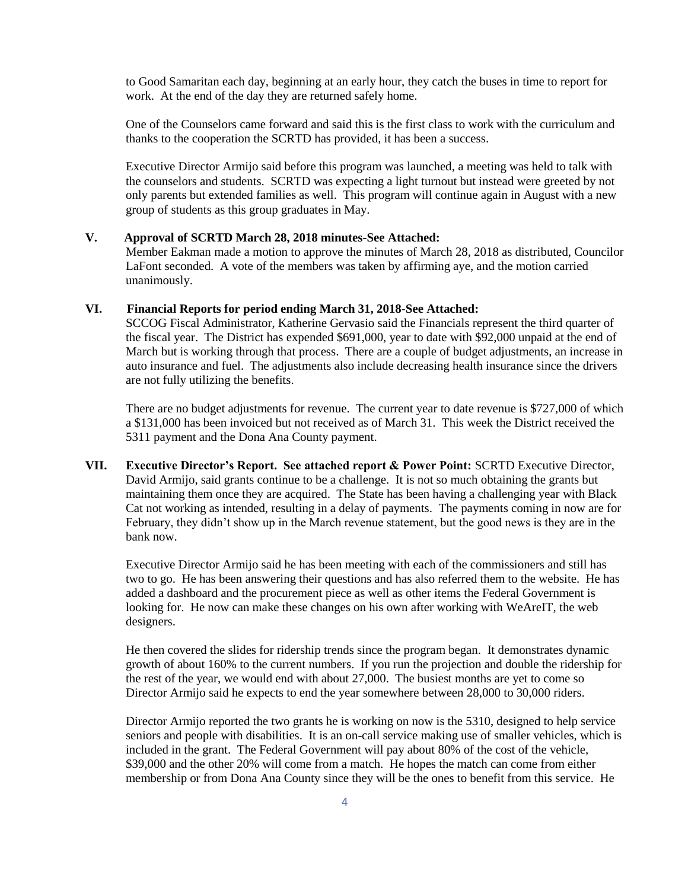to Good Samaritan each day, beginning at an early hour, they catch the buses in time to report for work. At the end of the day they are returned safely home.

One of the Counselors came forward and said this is the first class to work with the curriculum and thanks to the cooperation the SCRTD has provided, it has been a success.

Executive Director Armijo said before this program was launched, a meeting was held to talk with the counselors and students. SCRTD was expecting a light turnout but instead were greeted by not only parents but extended families as well. This program will continue again in August with a new group of students as this group graduates in May.

**V. Approval of SCRTD March 28, 2018 minutes-See Attached:**

Member Eakman made a motion to approve the minutes of March 28, 2018 as distributed, Councilor LaFont seconded. A vote of the members was taken by affirming aye, and the motion carried unanimously.

**VI. Financial Reports for period ending March 31, 2018-See Attached:**

SCCOG Fiscal Administrator, Katherine Gervasio said the Financials represent the third quarter of the fiscal year. The District has expended $691,000, year to date with $92,000 unpaid at the end of March but is working through that process. There are a couple of budget adjustments, an increase in auto insurance and fuel. The adjustments also include decreasing health insurance since the drivers are not fully utilizing the benefits.

There are no budget adjustments for revenue. The current year to date revenue is $727,000 of which a $131,000 has been invoiced but not received as of March 31. This week the District received the 5311 payment and the Dona Ana County payment.

**VII. Executive Director's Report. See attached report & Power Point:** SCRTD Executive Director, David Armijo, said grants continue to be a challenge. It is not so much obtaining the grants but maintaining them once they are acquired. The State has been having a challenging year with Black Cat not working as intended, resulting in a delay of payments. The payments coming in now are for February, they didn't show up in the March revenue statement, but the good news is they are in the bank now.

Executive Director Armijo said he has been meeting with each of the commissioners and still has two to go. He has been answering their questions and has also referred them to the website. He has added a dashboard and the procurement piece as well as other items the Federal Government is looking for. He now can make these changes on his own after working with WeAreIT, the web designers.

He then covered the slides for ridership trends since the program began. It demonstrates dynamic growth of about 160% to the current numbers. If you run the projection and double the ridership for the rest of the year, we would end with about 27,000. The busiest months are yet to come so Director Armijo said he expects to end the year somewhere between 28,000 to 30,000 riders.

Director Armijo reported the two grants he is working on now is the 5310, designed to help service seniors and people with disabilities. It is an on-call service making use of smaller vehicles, which is included in the grant. The Federal Government will pay about 80% of the cost of the vehicle, $39,000 and the other 20% will come from a match. He hopes the match can come from either membership or from Dona Ana County since they will be the ones to benefit from this service. He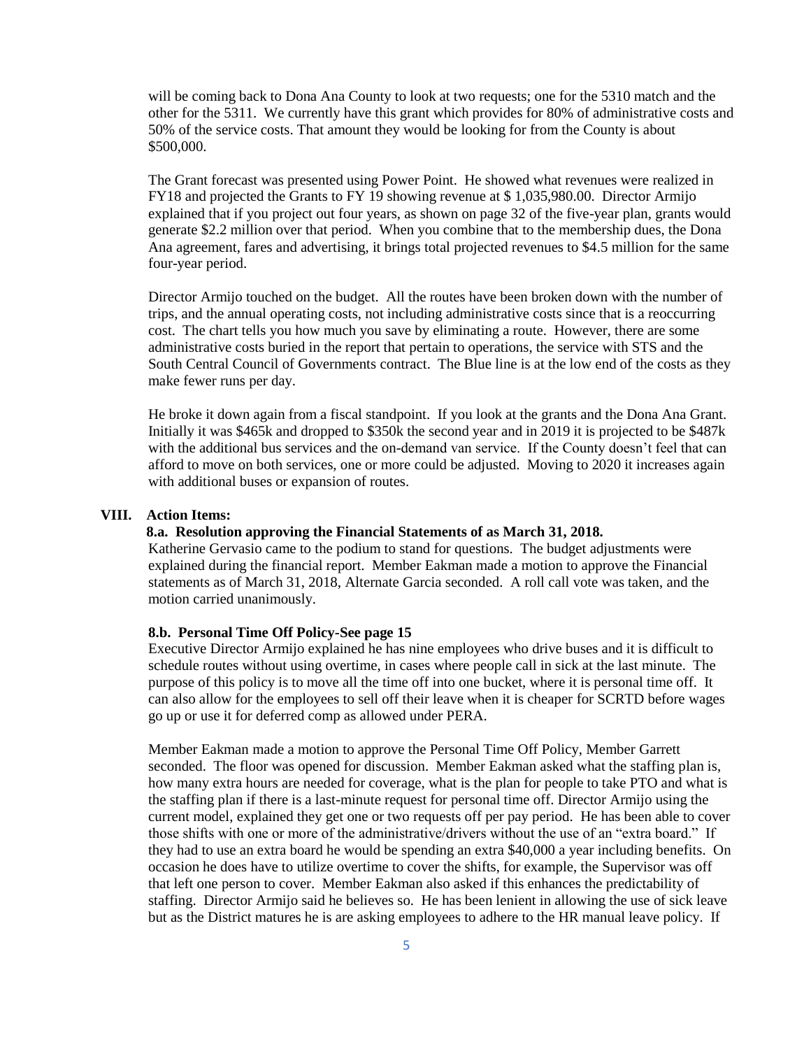will be coming back to Dona Ana County to look at two requests; one for the 5310 match and the other for the 5311. We currently have this grant which provides for 80% of administrative costs and 50% of the service costs. That amount they would be looking for from the County is about $500,000.

The Grant forecast was presented using Power Point. He showed what revenues were realized in FY18 and projected the Grants to FY 19 showing revenue at $ 1,035,980.00. Director Armijo explained that if you project out four years, as shown on page 32 of the five-year plan, grants would generate $2.2 million over that period. When you combine that to the membership dues, the Dona Ana agreement, fares and advertising, it brings total projected revenues to $4.5 million for the same four-year period.

Director Armijo touched on the budget. All the routes have been broken down with the number of trips, and the annual operating costs, not including administrative costs since that is a reoccurring cost. The chart tells you how much you save by eliminating a route. However, there are some administrative costs buried in the report that pertain to operations, the service with STS and the South Central Council of Governments contract. The Blue line is at the low end of the costs as they make fewer runs per day.

He broke it down again from a fiscal standpoint. If you look at the grants and the Dona Ana Grant. Initially it was $465k and dropped to $350k the second year and in 2019 it is projected to be $487k with the additional bus services and the on-demand van service. If the County doesn't feel that can afford to move on both services, one or more could be adjusted. Moving to 2020 it increases again with additional buses or expansion of routes.

## VIII. Action Items:

### 8.a. Resolution approving the Financial Statements of as March 31, 2018.

Katherine Gervasio came to the podium to stand for questions. The budget adjustments were explained during the financial report. Member Eakman made a motion to approve the Financial statements as of March 31, 2018, Alternate Garcia seconded. A roll call vote was taken, and the motion carried unanimously.

### 8.b. Personal Time Off Policy-See page 15

Executive Director Armijo explained he has nine employees who drive buses and it is difficult to schedule routes without using overtime, in cases where people call in sick at the last minute. The purpose of this policy is to move all the time off into one bucket, where it is personal time off. It can also allow for the employees to sell off their leave when it is cheaper for SCRTD before wages go up or use it for deferred comp as allowed under PERA.

Member Eakman made a motion to approve the Personal Time Off Policy, Member Garrett seconded. The floor was opened for discussion. Member Eakman asked what the staffing plan is, how many extra hours are needed for coverage, what is the plan for people to take PTO and what is the staffing plan if there is a last-minute request for personal time off. Director Armijo using the current model, explained they get one or two requests off per pay period. He has been able to cover those shifts with one or more of the administrative/drivers without the use of an "extra board." If they had to use an extra board he would be spending an extra $40,000 a year including benefits. On occasion he does have to utilize overtime to cover the shifts, for example, the Supervisor was off that left one person to cover. Member Eakman also asked if this enhances the predictability of staffing. Director Armijo said he believes so. He has been lenient in allowing the use of sick leave but as the District matures he is are asking employees to adhere to the HR manual leave policy. If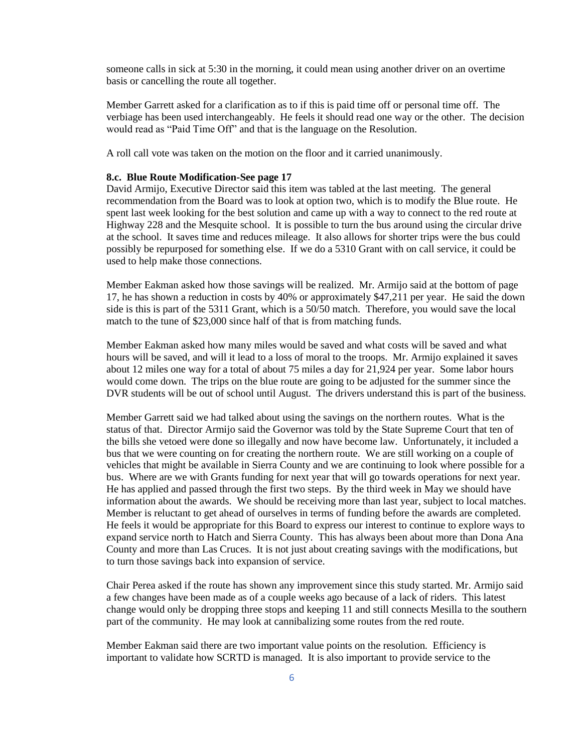someone calls in sick at 5:30 in the morning, it could mean using another driver on an overtime basis or cancelling the route all together.

Member Garrett asked for a clarification as to if this is paid time off or personal time off. The verbiage has been used interchangeably. He feels it should read one way or the other. The decision would read as "Paid Time Off" and that is the language on the Resolution.

A roll call vote was taken on the motion on the floor and it carried unanimously.

**8.c. Blue Route Modification-See page 17**

David Armijo, Executive Director said this item was tabled at the last meeting. The general recommendation from the Board was to look at option two, which is to modify the Blue route. He spent last week looking for the best solution and came up with a way to connect to the red route at Highway 228 and the Mesquite school. It is possible to turn the bus around using the circular drive at the school. It saves time and reduces mileage. It also allows for shorter trips were the bus could possibly be repurposed for something else. If we do a 5310 Grant with on call service, it could be used to help make those connections.

Member Eakman asked how those savings will be realized. Mr. Armijo said at the bottom of page 17, he has shown a reduction in costs by 40% or approximately $47,211 per year. He said the down side is this is part of the 5311 Grant, which is a 50/50 match. Therefore, you would save the local match to the tune of $23,000 since half of that is from matching funds.

Member Eakman asked how many miles would be saved and what costs will be saved and what hours will be saved, and will it lead to a loss of moral to the troops. Mr. Armijo explained it saves about 12 miles one way for a total of about 75 miles a day for 21,924 per year. Some labor hours would come down. The trips on the blue route are going to be adjusted for the summer since the DVR students will be out of school until August. The drivers understand this is part of the business.

Member Garrett said we had talked about using the savings on the northern routes. What is the status of that. Director Armijo said the Governor was told by the State Supreme Court that ten of the bills she vetoed were done so illegally and now have become law. Unfortunately, it included a bus that we were counting on for creating the northern route. We are still working on a couple of vehicles that might be available in Sierra County and we are continuing to look where possible for a bus. Where are we with Grants funding for next year that will go towards operations for next year. He has applied and passed through the first two steps. By the third week in May we should have information about the awards. We should be receiving more than last year, subject to local matches. Member is reluctant to get ahead of ourselves in terms of funding before the awards are completed. He feels it would be appropriate for this Board to express our interest to continue to explore ways to expand service north to Hatch and Sierra County. This has always been about more than Dona Ana County and more than Las Cruces. It is not just about creating savings with the modifications, but to turn those savings back into expansion of service.

Chair Perea asked if the route has shown any improvement since this study started. Mr. Armijo said a few changes have been made as of a couple weeks ago because of a lack of riders. This latest change would only be dropping three stops and keeping 11 and still connects Mesilla to the southern part of the community. He may look at cannibalizing some routes from the red route.

Member Eakman said there are two important value points on the resolution. Efficiency is important to validate how SCRTD is managed. It is also important to provide service to the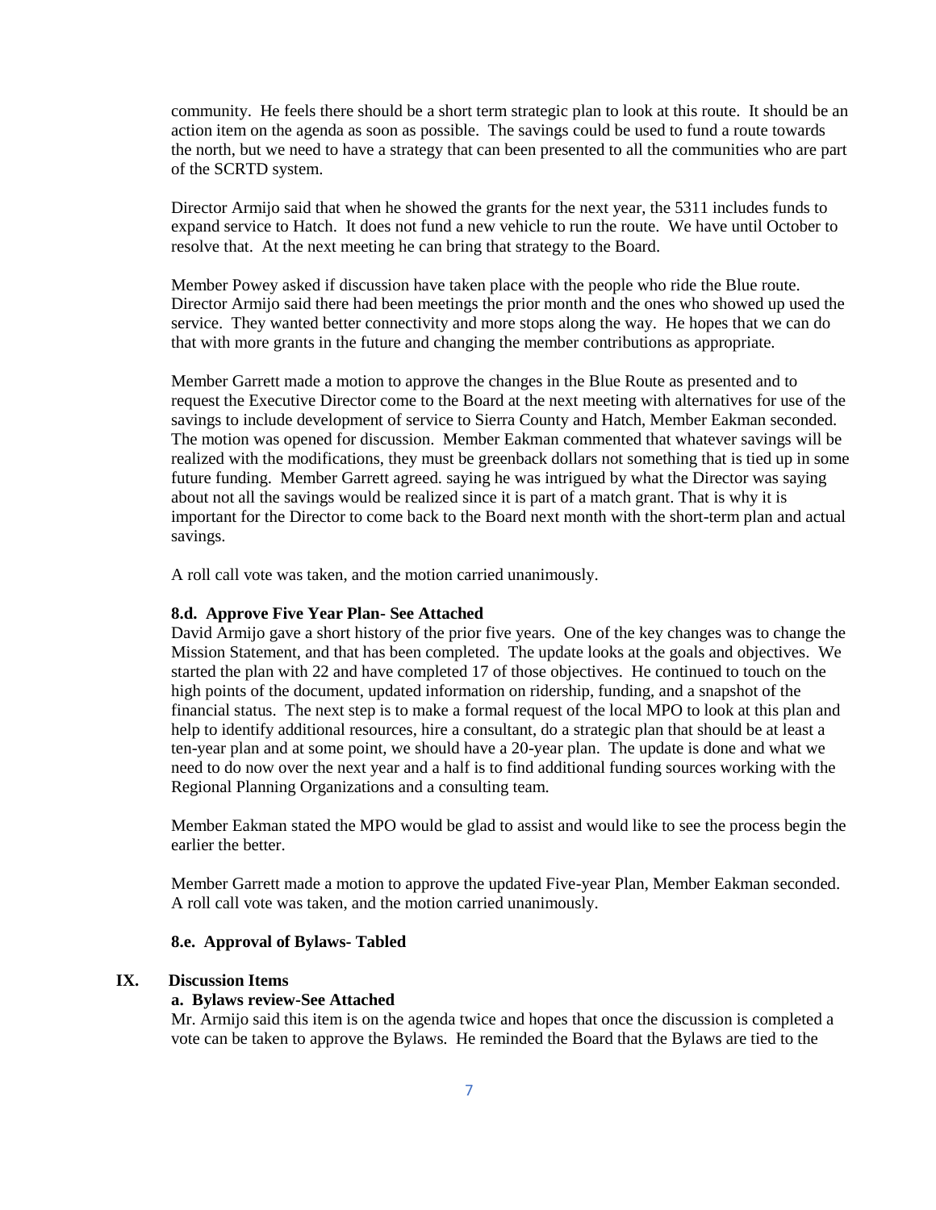community. He feels there should be a short term strategic plan to look at this route. It should be an action item on the agenda as soon as possible. The savings could be used to fund a route towards the north, but we need to have a strategy that can been presented to all the communities who are part of the SCRTD system.

Director Armijo said that when he showed the grants for the next year, the 5311 includes funds to expand service to Hatch. It does not fund a new vehicle to run the route. We have until October to resolve that. At the next meeting he can bring that strategy to the Board.

Member Powey asked if discussion have taken place with the people who ride the Blue route. Director Armijo said there had been meetings the prior month and the ones who showed up used the service. They wanted better connectivity and more stops along the way. He hopes that we can do that with more grants in the future and changing the member contributions as appropriate.

Member Garrett made a motion to approve the changes in the Blue Route as presented and to request the Executive Director come to the Board at the next meeting with alternatives for use of the savings to include development of service to Sierra County and Hatch, Member Eakman seconded. The motion was opened for discussion. Member Eakman commented that whatever savings will be realized with the modifications, they must be greenback dollars not something that is tied up in some future funding. Member Garrett agreed. saying he was intrigued by what the Director was saying about not all the savings would be realized since it is part of a match grant. That is why it is important for the Director to come back to the Board next month with the short-term plan and actual savings.

A roll call vote was taken, and the motion carried unanimously.

**8.d. Approve Five Year Plan- See Attached**

David Armijo gave a short history of the prior five years. One of the key changes was to change the Mission Statement, and that has been completed. The update looks at the goals and objectives. We started the plan with 22 and have completed 17 of those objectives. He continued to touch on the high points of the document, updated information on ridership, funding, and a snapshot of the financial status. The next step is to make a formal request of the local MPO to look at this plan and help to identify additional resources, hire a consultant, do a strategic plan that should be at least a ten-year plan and at some point, we should have a 20-year plan. The update is done and what we need to do now over the next year and a half is to find additional funding sources working with the Regional Planning Organizations and a consulting team.

Member Eakman stated the MPO would be glad to assist and would like to see the process begin the earlier the better.

Member Garrett made a motion to approve the updated Five-year Plan, Member Eakman seconded. A roll call vote was taken, and the motion carried unanimously.

**8.e. Approval of Bylaws- Tabled**

## IX. Discussion Items

**a. Bylaws review-See Attached**

Mr. Armijo said this item is on the agenda twice and hopes that once the discussion is completed a vote can be taken to approve the Bylaws. He reminded the Board that the Bylaws are tied to the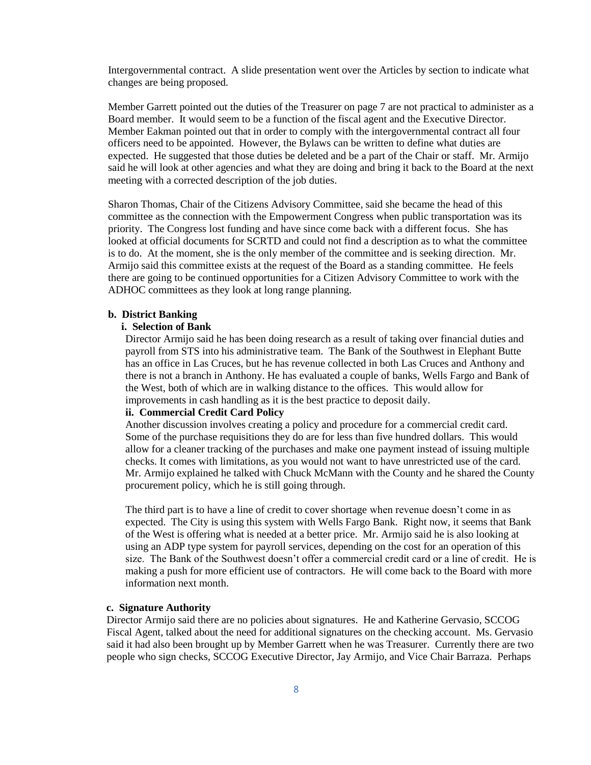Intergovernmental contract. A slide presentation went over the Articles by section to indicate what changes are being proposed.

Member Garrett pointed out the duties of the Treasurer on page 7 are not practical to administer as a Board member. It would seem to be a function of the fiscal agent and the Executive Director. Member Eakman pointed out that in order to comply with the intergovernmental contract all four officers need to be appointed. However, the Bylaws can be written to define what duties are expected. He suggested that those duties be deleted and be a part of the Chair or staff. Mr. Armijo said he will look at other agencies and what they are doing and bring it back to the Board at the next meeting with a corrected description of the job duties.

Sharon Thomas, Chair of the Citizens Advisory Committee, said she became the head of this committee as the connection with the Empowerment Congress when public transportation was its priority. The Congress lost funding and have since come back with a different focus. She has looked at official documents for SCRTD and could not find a description as to what the committee is to do. At the moment, she is the only member of the committee and is seeking direction. Mr. Armijo said this committee exists at the request of the Board as a standing committee. He feels there are going to be continued opportunities for a Citizen Advisory Committee to work with the ADHOC committees as they look at long range planning.

**b. District Banking**

**i. Selection of Bank**

Director Armijo said he has been doing research as a result of taking over financial duties and payroll from STS into his administrative team. The Bank of the Southwest in Elephant Butte has an office in Las Cruces, but he has revenue collected in both Las Cruces and Anthony and there is not a branch in Anthony. He has evaluated a couple of banks, Wells Fargo and Bank of the West, both of which are in walking distance to the offices. This would allow for improvements in cash handling as it is the best practice to deposit daily.

**ii. Commercial Credit Card Policy**

Another discussion involves creating a policy and procedure for a commercial credit card. Some of the purchase requisitions they do are for less than five hundred dollars. This would allow for a cleaner tracking of the purchases and make one payment instead of issuing multiple checks. It comes with limitations, as you would not want to have unrestricted use of the card. Mr. Armijo explained he talked with Chuck McMann with the County and he shared the County procurement policy, which he is still going through.

The third part is to have a line of credit to cover shortage when revenue doesn't come in as expected. The City is using this system with Wells Fargo Bank. Right now, it seems that Bank of the West is offering what is needed at a better price. Mr. Armijo said he is also looking at using an ADP type system for payroll services, depending on the cost for an operation of this size. The Bank of the Southwest doesn't offer a commercial credit card or a line of credit. He is making a push for more efficient use of contractors. He will come back to the Board with more information next month.

**c. Signature Authority**

Director Armijo said there are no policies about signatures. He and Katherine Gervasio, SCCOG Fiscal Agent, talked about the need for additional signatures on the checking account. Ms. Gervasio said it had also been brought up by Member Garrett when he was Treasurer. Currently there are two people who sign checks, SCCOG Executive Director, Jay Armijo, and Vice Chair Barraza. Perhaps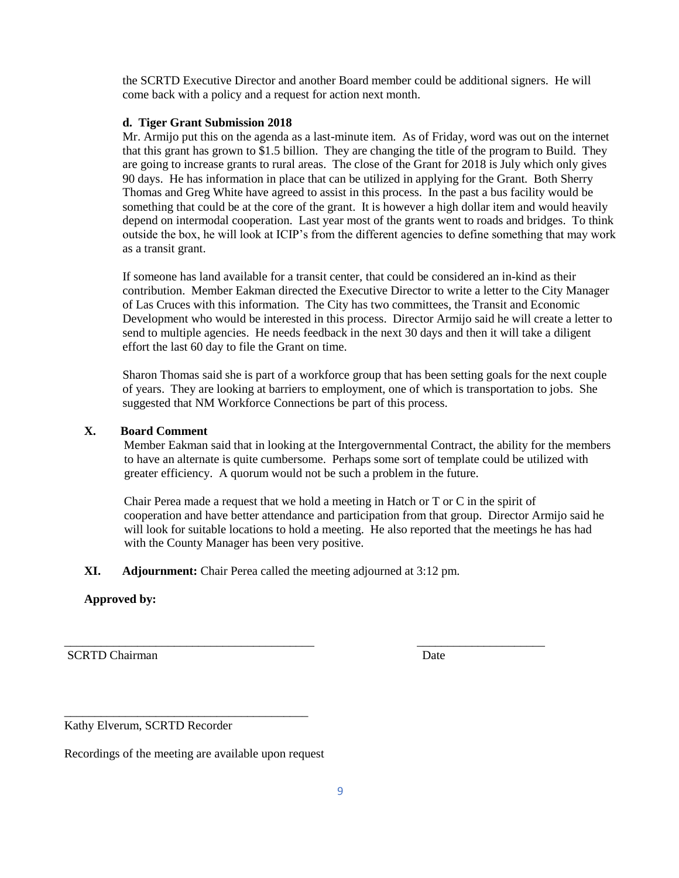the SCRTD Executive Director and another Board member could be additional signers. He will come back with a policy and a request for action next month.

**d. Tiger Grant Submission 2018**

Mr. Armijo put this on the agenda as a last-minute item. As of Friday, word was out on the internet that this grant has grown to $1.5 billion. They are changing the title of the program to Build. They are going to increase grants to rural areas. The close of the Grant for 2018 is July which only gives 90 days. He has information in place that can be utilized in applying for the Grant. Both Sherry Thomas and Greg White have agreed to assist in this process. In the past a bus facility would be something that could be at the core of the grant. It is however a high dollar item and would heavily depend on intermodal cooperation. Last year most of the grants went to roads and bridges. To think outside the box, he will look at ICIP's from the different agencies to define something that may work as a transit grant.

If someone has land available for a transit center, that could be considered an in-kind as their contribution. Member Eakman directed the Executive Director to write a letter to the City Manager of Las Cruces with this information. The City has two committees, the Transit and Economic Development who would be interested in this process. Director Armijo said he will create a letter to send to multiple agencies. He needs feedback in the next 30 days and then it will take a diligent effort the last 60 day to file the Grant on time.

Sharon Thomas said she is part of a workforce group that has been setting goals for the next couple of years. They are looking at barriers to employment, one of which is transportation to jobs. She suggested that NM Workforce Connections be part of this process.

**X. Board Comment**

Member Eakman said that in looking at the Intergovernmental Contract, the ability for the members to have an alternate is quite cumbersome. Perhaps some sort of template could be utilized with greater efficiency. A quorum would not be such a problem in the future.

Chair Perea made a request that we hold a meeting in Hatch or T or C in the spirit of cooperation and have better attendance and participation from that group. Director Armijo said he will look for suitable locations to hold a meeting. He also reported that the meetings he has had with the County Manager has been very positive.

**XI. Adjournment:** Chair Perea called the meeting adjourned at 3:12 pm.

**Approved by:**

\_\_\_\_\_\_\_\_\_\_\_\_\_\_\_\_\_\_\_\_\_\_\_\_\_\_\_\_\_\_\_\_\_\_\_\_\_\_\_\_ \_\_\_\_\_\_\_\_\_\_\_\_\_\_\_\_\_\_\_\_\_

SCRTD Chairman Date

\_\_\_\_\_\_\_\_\_\_\_\_\_\_\_\_\_\_\_\_\_\_\_\_\_\_\_\_\_\_\_\_\_\_\_\_\_\_\_\_

Kathy Elverum, SCRTD Recorder

Recordings of the meeting are available upon request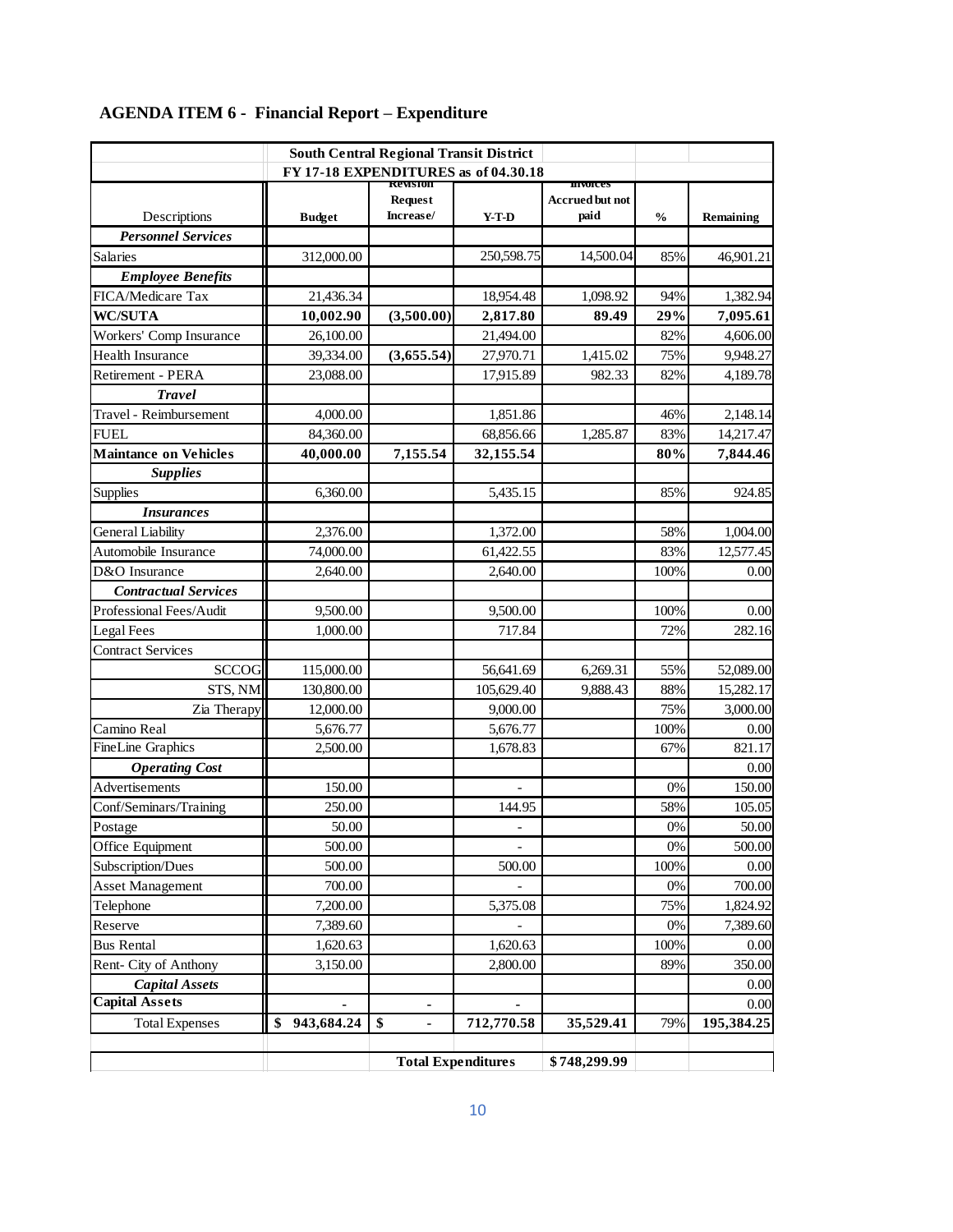**AGENDA ITEM 6 - Financial Report – Expenditure**

| | South Central Regional Transit District | | | | | |
|---|---|---|---|---|---|---|
| | FY 17-18 EXPENDITURES as of 04.30.18 | | | | | |
| Descriptions | Budget | Revision Request Increase/ | Y-T-D | Invoices Accrued but not paid | % | Remaining |
| ***Personnel Services*** | | | | | | |
| Salaries | 312,000.00 | | 250,598.75 | 14,500.04 | 85% | 46,901.21 |
| ***Employee Benefits*** | | | | | | |
| FICA/Medicare Tax | 21,436.34 | | 18,954.48 | 1,098.92 | 94% | 1,382.94 |
| **WC/SUTA** | **10,002.90** | **(3,500.00)** | **2,817.80** | **89.49** | **29%** | **7,095.61** |
| Workers' Comp Insurance | 26,100.00 | | 21,494.00 | | 82% | 4,606.00 |
| Health Insurance | 39,334.00 | **(3,655.54)** | 27,970.71 | 1,415.02 | 75% | 9,948.27 |
| Retirement - PERA | 23,088.00 | | 17,915.89 | 982.33 | 82% | 4,189.78 |
| ***Travel*** | | | | | | |
| Travel - Reimbursement | 4,000.00 | | 1,851.86 | | 46% | 2,148.14 |
| FUEL | 84,360.00 | | 68,856.66 | 1,285.87 | 83% | 14,217.47 |
| **Maintance on Vehicles** | **40,000.00** | **7,155.54** | **32,155.54** | | **80%** | **7,844.46** |
| ***Supplies*** | | | | | | |
| Supplies | 6,360.00 | | 5,435.15 | | 85% | 924.85 |
| ***Insurances*** | | | | | | |
| General Liability | 2,376.00 | | 1,372.00 | | 58% | 1,004.00 |
| Automobile Insurance | 74,000.00 | | 61,422.55 | | 83% | 12,577.45 |
| D&O Insurance | 2,640.00 | | 2,640.00 | | 100% | 0.00 |
| ***Contractual Services*** | | | | | | |
| Professional Fees/Audit | 9,500.00 | | 9,500.00 | | 100% | 0.00 |
| Legal Fees | 1,000.00 | | 717.84 | | 72% | 282.16 |
| Contract Services | | | | | | |
| SCCOG | 115,000.00 | | 56,641.69 | 6,269.31 | 55% | 52,089.00 |
| STS, NM | 130,800.00 | | 105,629.40 | 9,888.43 | 88% | 15,282.17 |
| Zia Therapy | 12,000.00 | | 9,000.00 | | 75% | 3,000.00 |
| Camino Real | 5,676.77 | | 5,676.77 | | 100% | 0.00 |
| FineLine Graphics | 2,500.00 | | 1,678.83 | | 67% | 821.17 |
| ***Operating Cost*** | | | | | | 0.00 |
| Advertisements | 150.00 | | - | | 0% | 150.00 |
| Conf/Seminars/Training | 250.00 | | 144.95 | | 58% | 105.05 |
| Postage | 50.00 | | - | | 0% | 50.00 |
| Office Equipment | 500.00 | | - | | 0% | 500.00 |
| Subscription/Dues | 500.00 | | 500.00 | | 100% | 0.00 |
| Asset Management | 700.00 | | - | | 0% | 700.00 |
| Telephone | 7,200.00 | | 5,375.08 | | 75% | 1,824.92 |
| Reserve | 7,389.60 | | - | | 0% | 7,389.60 |
| Bus Rental | 1,620.63 | | 1,620.63 | | 100% | 0.00 |
| Rent- City of Anthony | 3,150.00 | | 2,800.00 | | 89% | 350.00 |
| ***Capital Assets*** | | | | | | 0.00 |
| **Capital Assets** | - | - | - | | | 0.00 |
| Total Expenses | **$ 943,684.24** | **$ -** | **712,770.58** | **35,529.41** | 79% | **195,384.25** |
| | | | | | | |
| | | **Total Expenditures** | | **$748,299.99** | | |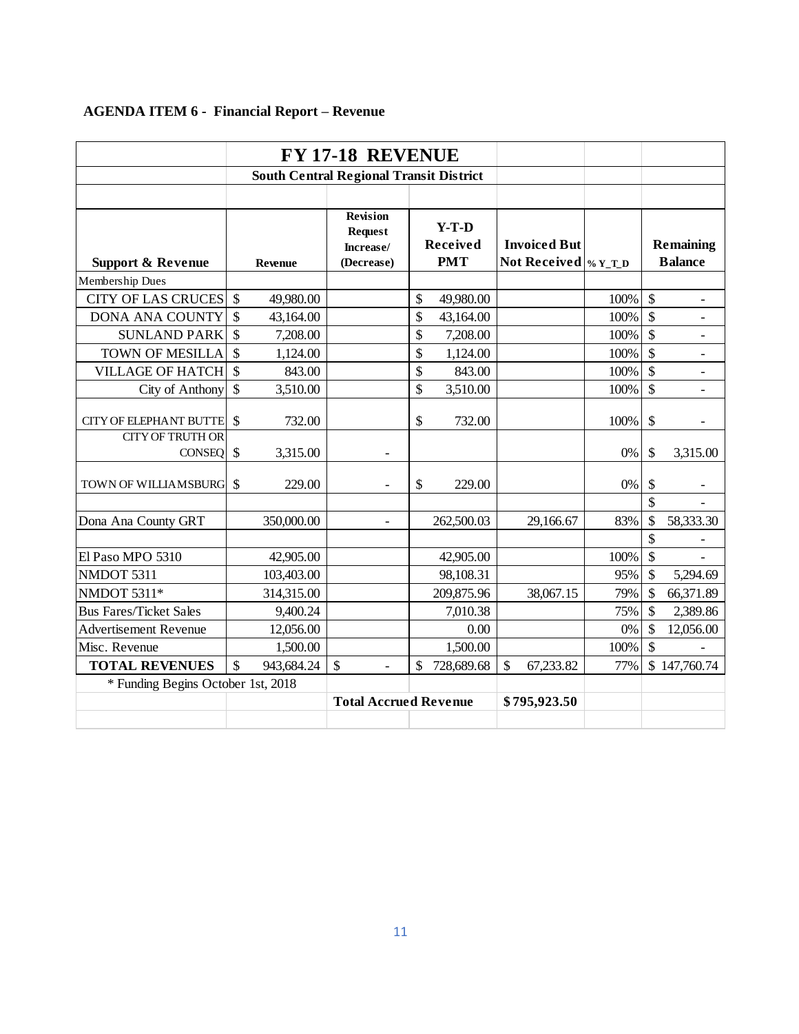**AGENDA ITEM 6 - Financial Report – Revenue**

| | FY 17-18 REVENUE | | | | | |
|---|---|---|---|---|---|---|
| | South Central Regional Transit District | | | | | |
| Support & Revenue | Revenue | Revision Request Increase/ (Decrease) | Y-T-D Received PMT | Invoiced But Not Received | % Y_T_D | Remaining Balance |
| Membership Dues | | | | | | |
| CITY OF LAS CRUCES | $ 49,980.00 | | $ 49,980.00 | | 100% | $ - |
| DONA ANA COUNTY | $ 43,164.00 | | $ 43,164.00 | | 100% | $ - |
| SUNLAND PARK | $ 7,208.00 | | $ 7,208.00 | | 100% | $ - |
| TOWN OF MESILLA | $ 1,124.00 | | $ 1,124.00 | | 100% | $ - |
| VILLAGE OF HATCH | $ 843.00 | | $ 843.00 | | 100% | $ - |
| City of Anthony | $ 3,510.00 | | $ 3,510.00 | | 100% | $ - |
| CITY OF ELEPHANT BUTTE | $ 732.00 | | $ 732.00 | | 100% | $ - |
| CITY OF TRUTH OR CONSEQ | $ 3,315.00 | - | | | 0% | $ 3,315.00 |
| TOWN OF WILLIAMSBURG | $ 229.00 | - | $ 229.00 | | 0% | $ - |
| | | | | | | $ - |
| Dona Ana County GRT | 350,000.00 | - | 262,500.03 | 29,166.67 | 83% | $ 58,333.30 |
| | | | | | | $ - |
| El Paso MPO 5310 | 42,905.00 | | 42,905.00 | | 100% | $ - |
| NMDOT 5311 | 103,403.00 | | 98,108.31 | | 95% | $ 5,294.69 |
| NMDOT 5311* | 314,315.00 | | 209,875.96 | 38,067.15 | 79% | $ 66,371.89 |
| Bus Fares/Ticket Sales | 9,400.24 | | 7,010.38 | | 75% | $ 2,389.86 |
| Advertisement Revenue | 12,056.00 | | 0.00 | | 0% | $ 12,056.00 |
| Misc. Revenue | 1,500.00 | | 1,500.00 | | 100% | $ - |
| **TOTAL REVENUES** | $ 943,684.24 | $ - | $ 728,689.68 | $ 67,233.82 | 77% | $ 147,760.74 |
| * Funding Begins October 1st, 2018 | | | | | | |
| | | **Total Accrued Revenue** | | **$795,923.50** | | |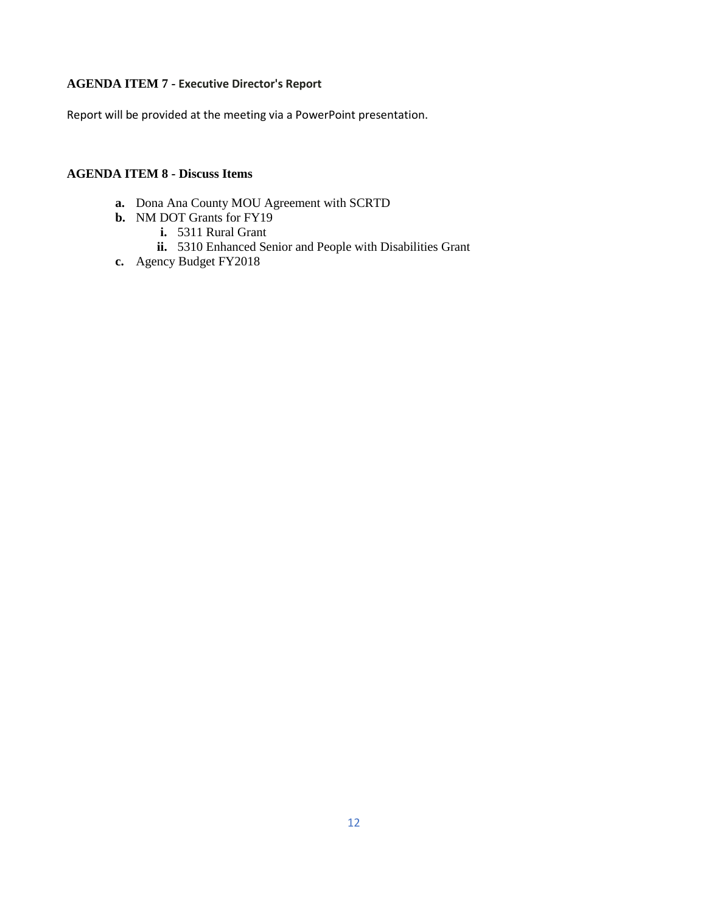**AGENDA ITEM 7 - Executive Director's Report**

Report will be provided at the meeting via a PowerPoint presentation.

**AGENDA ITEM 8 - Discuss Items**

- **a.** Dona Ana County MOU Agreement with SCRTD
- **b.** NM DOT Grants for FY19
    - **i.** 5311 Rural Grant
    - **ii.** 5310 Enhanced Senior and People with Disabilities Grant
- **c.** Agency Budget FY2018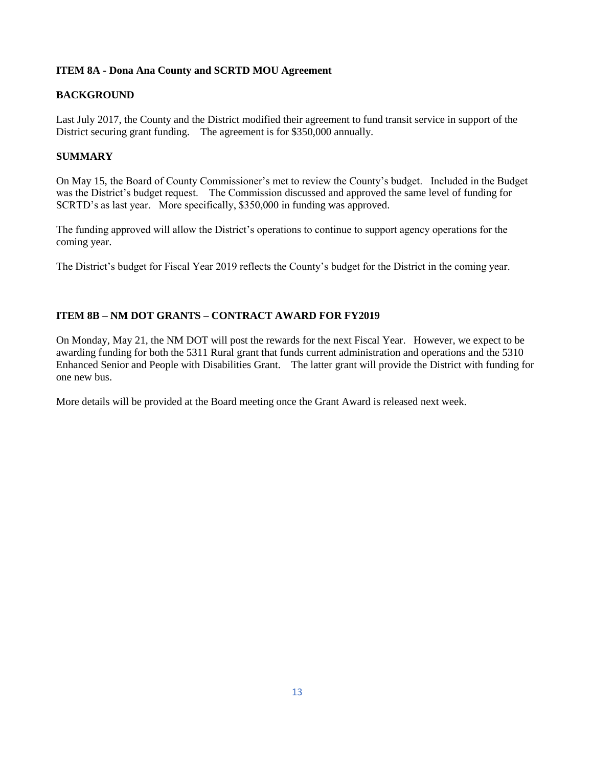**ITEM 8A - Dona Ana County and SCRTD MOU Agreement**

**BACKGROUND**

Last July 2017, the County and the District modified their agreement to fund transit service in support of the District securing grant funding. The agreement is for $350,000 annually.

**SUMMARY**

On May 15, the Board of County Commissioner's met to review the County's budget. Included in the Budget was the District's budget request. The Commission discussed and approved the same level of funding for SCRTD's as last year. More specifically, $350,000 in funding was approved.

The funding approved will allow the District's operations to continue to support agency operations for the coming year.

The District's budget for Fiscal Year 2019 reflects the County's budget for the District in the coming year.

**ITEM 8B – NM DOT GRANTS – CONTRACT AWARD FOR FY2019**

On Monday, May 21, the NM DOT will post the rewards for the next Fiscal Year. However, we expect to be awarding funding for both the 5311 Rural grant that funds current administration and operations and the 5310 Enhanced Senior and People with Disabilities Grant. The latter grant will provide the District with funding for one new bus.

More details will be provided at the Board meeting once the Grant Award is released next week.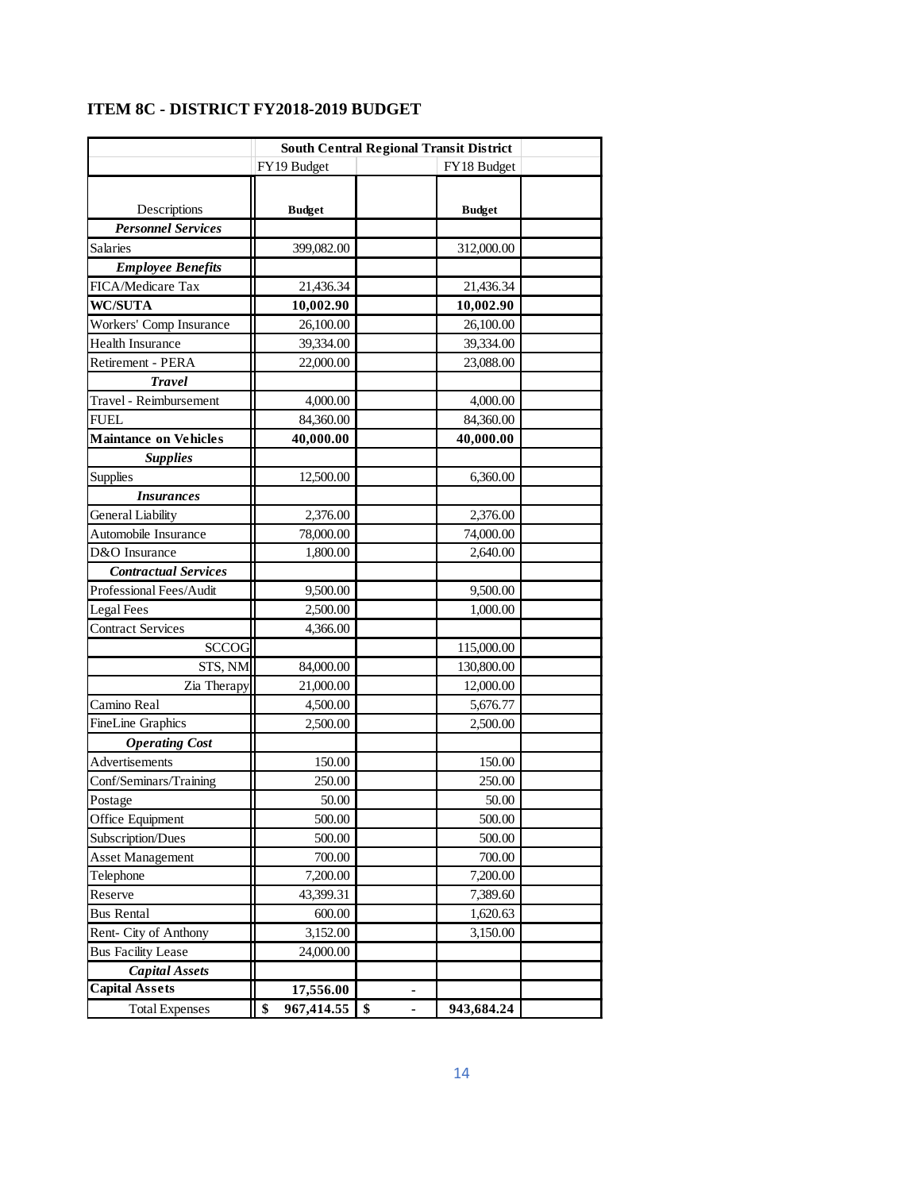## ITEM 8C - DISTRICT FY2018-2019 BUDGET

| | South Central Regional Transit District | | | |
|---|---|---|---|---|
| | FY19 Budget | | FY18 Budget | |
| Descriptions | **Budget** | | **Budget** | |
| ***Personnel Services*** | | | | |
| Salaries | 399,082.00 | | 312,000.00 | |
| ***Employee Benefits*** | | | | |
| FICA/Medicare Tax | 21,436.34 | | 21,436.34 | |
| **WC/SUTA** | **10,002.90** | | **10,002.90** | |
| Workers' Comp Insurance | 26,100.00 | | 26,100.00 | |
| Health Insurance | 39,334.00 | | 39,334.00 | |
| Retirement - PERA | 22,000.00 | | 23,088.00 | |
| ***Travel*** | | | | |
| Travel - Reimbursement | 4,000.00 | | 4,000.00 | |
| FUEL | 84,360.00 | | 84,360.00 | |
| **Maintance on Vehicles** | **40,000.00** | | **40,000.00** | |
| ***Supplies*** | | | | |
| Supplies | 12,500.00 | | 6,360.00 | |
| ***Insurances*** | | | | |
| General Liability | 2,376.00 | | 2,376.00 | |
| Automobile Insurance | 78,000.00 | | 74,000.00 | |
| D&O Insurance | 1,800.00 | | 2,640.00 | |
| ***Contractual Services*** | | | | |
| Professional Fees/Audit | 9,500.00 | | 9,500.00 | |
| Legal Fees | 2,500.00 | | 1,000.00 | |
| Contract Services | 4,366.00 | | | |
| SCCOG | | | 115,000.00 | |
| STS, NM | 84,000.00 | | 130,800.00 | |
| Zia Therapy | 21,000.00 | | 12,000.00 | |
| Camino Real | 4,500.00 | | 5,676.77 | |
| FineLine Graphics | 2,500.00 | | 2,500.00 | |
| ***Operating Cost*** | | | | |
| Advertisements | 150.00 | | 150.00 | |
| Conf/Seminars/Training | 250.00 | | 250.00 | |
| Postage | 50.00 | | 50.00 | |
| Office Equipment | 500.00 | | 500.00 | |
| Subscription/Dues | 500.00 | | 500.00 | |
| Asset Management | 700.00 | | 700.00 | |
| Telephone | 7,200.00 | | 7,200.00 | |
| Reserve | 43,399.31 | | 7,389.60 | |
| Bus Rental | 600.00 | | 1,620.63 | |
| Rent- City of Anthony | 3,152.00 | | 3,150.00 | |
| Bus Facility Lease | 24,000.00 | | | |
| ***Capital Assets*** | | | | |
| **Capital Assets** | **17,556.00** | - | | |
| Total Expenses | **$ 967,414.55** | **$ -** | **943,684.24** | |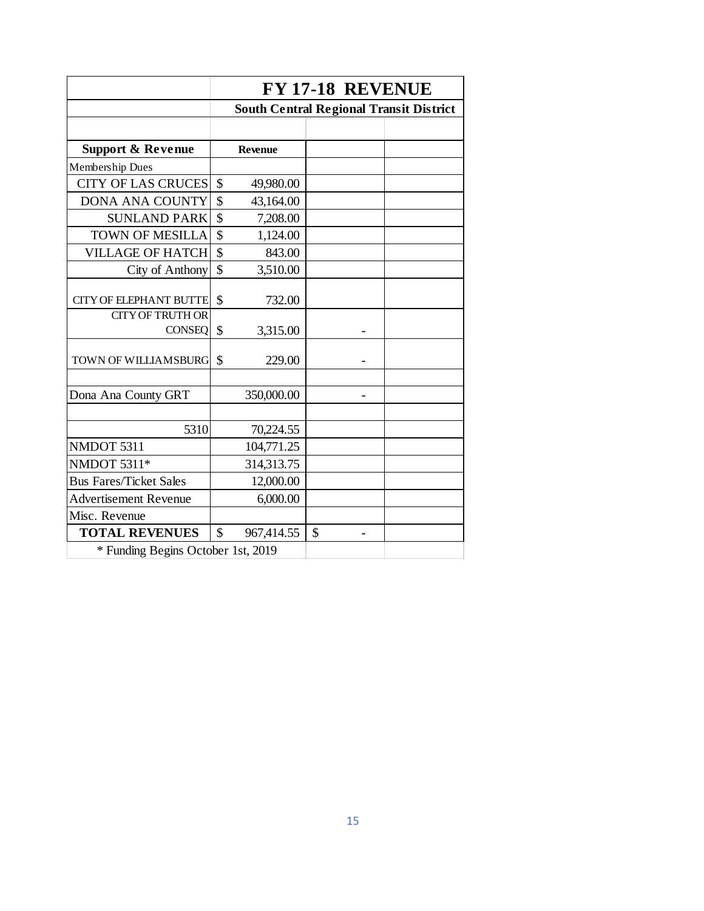| | FY 17-18 REVENUE | | |
|---|---|---|---|
| | South Central Regional Transit District | | |
| | | | |
| **Support & Revenue** | **Revenue** | | |
| Membership Dues | | | |
| CITY OF LAS CRUCES | $ 49,980.00 | | |
| DONA ANA COUNTY | $ 43,164.00 | | |
| SUNLAND PARK | $ 7,208.00 | | |
| TOWN OF MESILLA | $ 1,124.00 | | |
| VILLAGE OF HATCH | $ 843.00 | | |
| City of Anthony | $ 3,510.00 | | |
| CITY OF ELEPHANT BUTTE | $ 732.00 | | |
| CITY OF TRUTH OR CONSEQ | $ 3,315.00 | - | |
| TOWN OF WILLIAMSBURG | $ 229.00 | - | |
| | | | |
| Dona Ana County GRT | 350,000.00 | - | |
| | | | |
| 5310 | 70,224.55 | | |
| NMDOT 5311 | 104,771.25 | | |
| NMDOT 5311* | 314,313.75 | | |
| Bus Fares/Ticket Sales | 12,000.00 | | |
| Advertisement Revenue | 6,000.00 | | |
| Misc. Revenue | | | |
| **TOTAL REVENUES** | $ 967,414.55 | $ - | |
| * Funding Begins October 1st, 2019 | | | |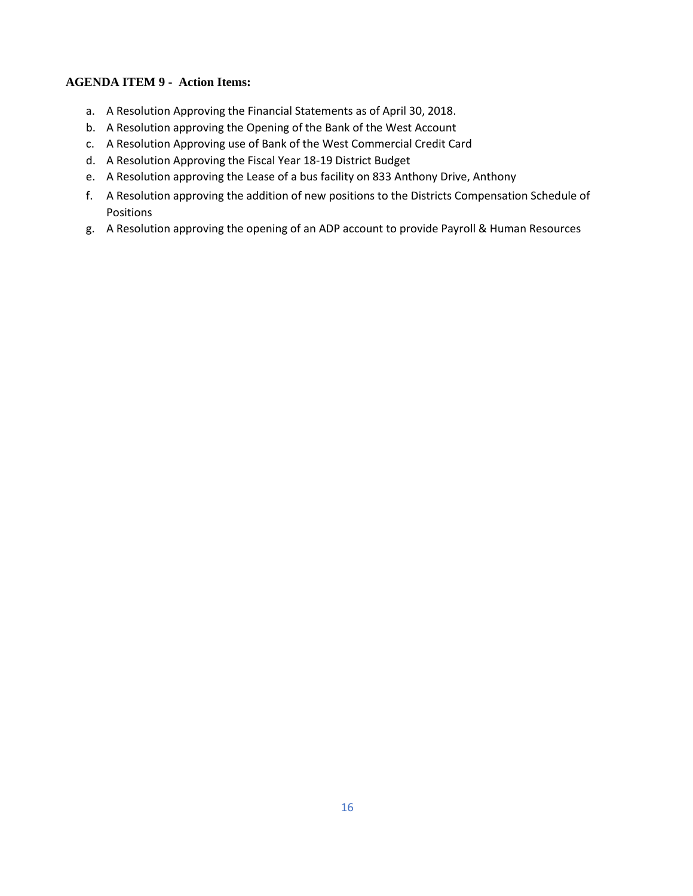**AGENDA ITEM 9 - Action Items:**

a. A Resolution Approving the Financial Statements as of April 30, 2018.
b. A Resolution approving the Opening of the Bank of the West Account
c. A Resolution Approving use of Bank of the West Commercial Credit Card
d. A Resolution Approving the Fiscal Year 18-19 District Budget
e. A Resolution approving the Lease of a bus facility on 833 Anthony Drive, Anthony
f. A Resolution approving the addition of new positions to the Districts Compensation Schedule of Positions
g. A Resolution approving the opening of an ADP account to provide Payroll & Human Resources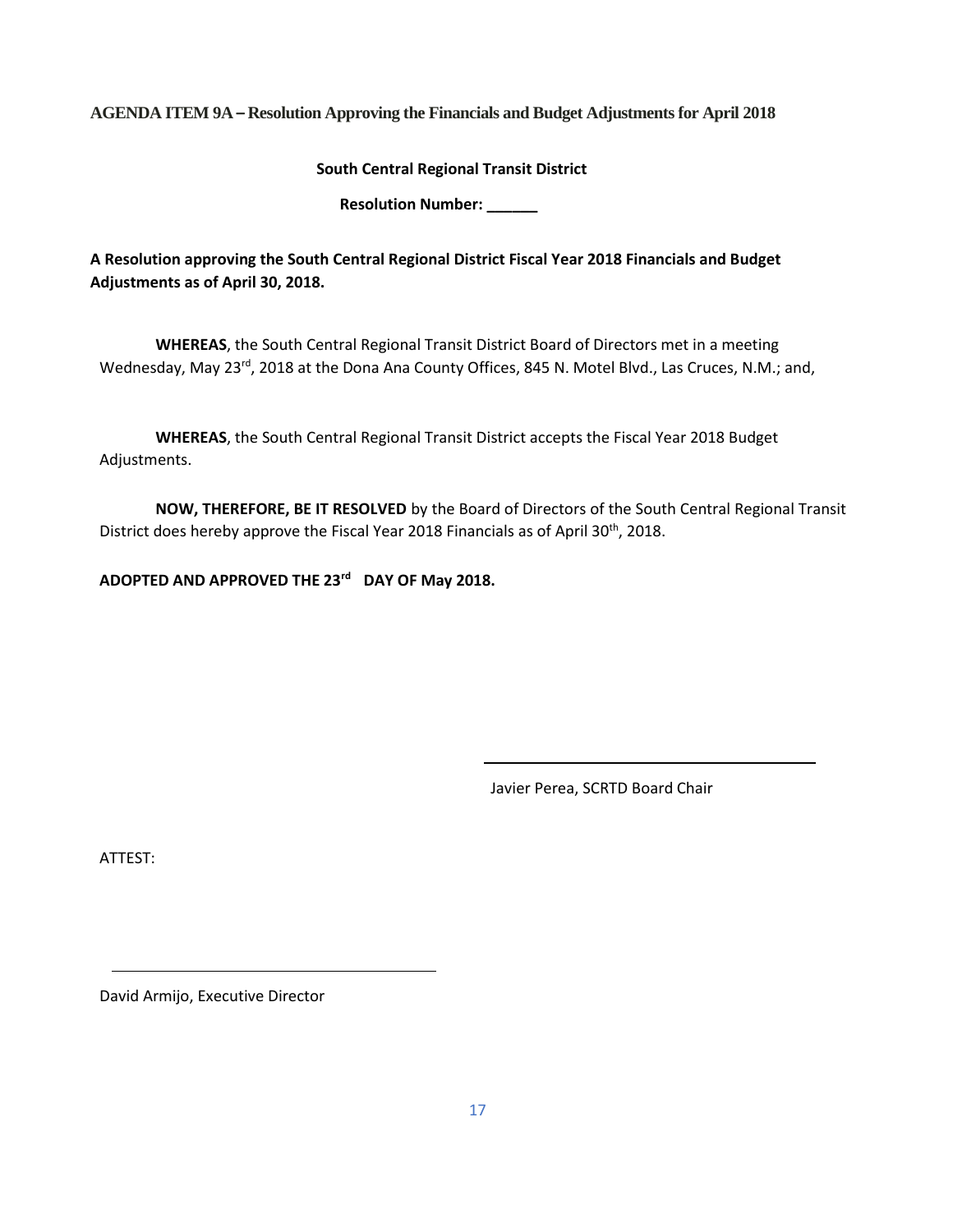**AGENDA ITEM 9A – Resolution Approving the Financials and Budget Adjustments for April 2018**

**South Central Regional Transit District**

**Resolution Number: ______**

**A Resolution approving the South Central Regional District Fiscal Year 2018 Financials and Budget Adjustments as of April 30, 2018.**

**WHEREAS**, the South Central Regional Transit District Board of Directors met in a meeting Wednesday, May 23rd, 2018 at the Dona Ana County Offices, 845 N. Motel Blvd., Las Cruces, N.M.; and,

**WHEREAS**, the South Central Regional Transit District accepts the Fiscal Year 2018 Budget Adjustments.

**NOW, THEREFORE, BE IT RESOLVED** by the Board of Directors of the South Central Regional Transit District does hereby approve the Fiscal Year 2018 Financials as of April 30th, 2018.

**ADOPTED AND APPROVED THE 23rd DAY OF May 2018.**

\_\_\_\_\_\_\_\_\_\_\_\_\_\_\_\_\_\_\_\_\_\_\_\_\_\_\_\_\_\_\_\_\_\_\_\_

Javier Perea, SCRTD Board Chair

ATTEST:

\_\_\_\_\_\_\_\_\_\_\_\_\_\_\_\_\_\_\_\_\_\_\_\_\_\_\_\_\_\_\_\_\_\_\_\_

David Armijo, Executive Director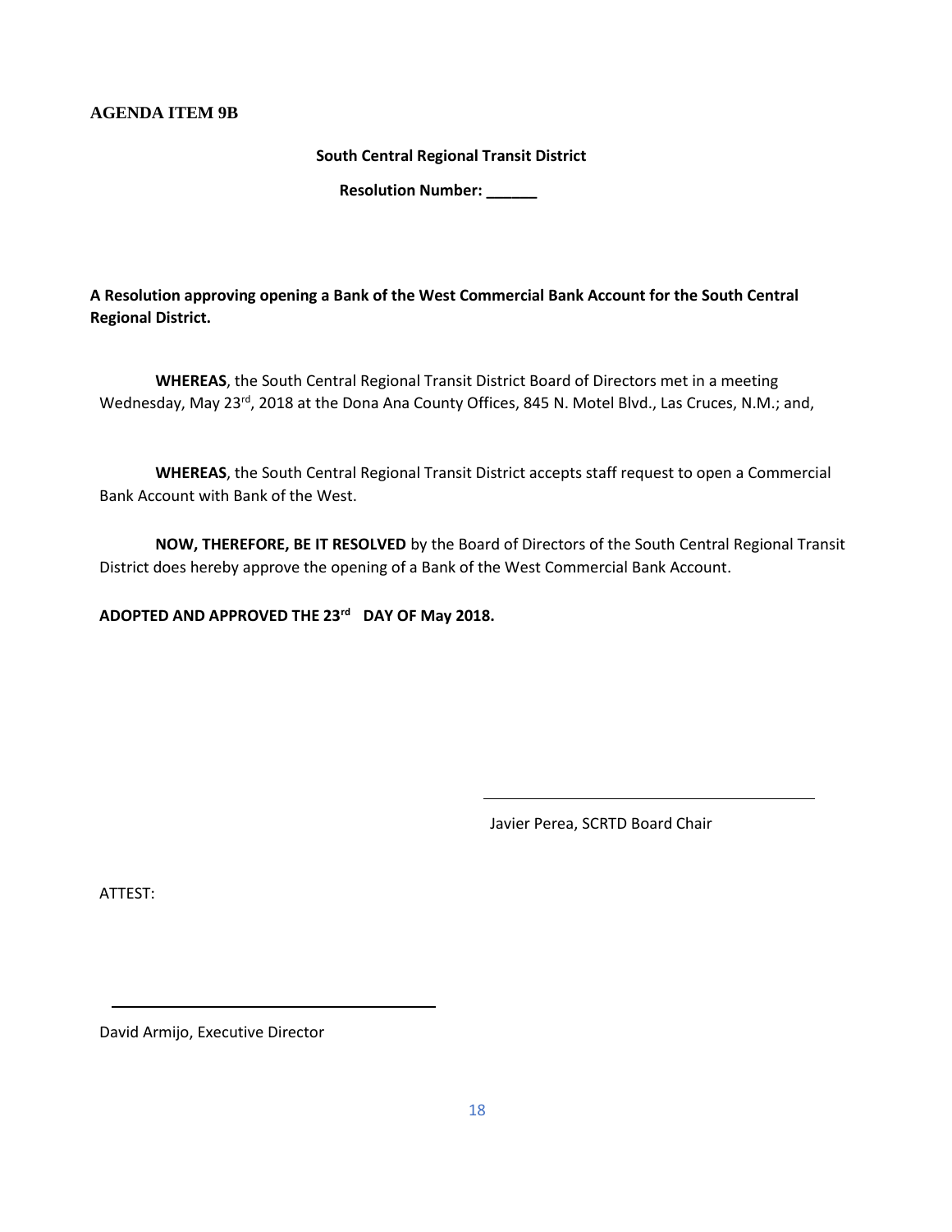**AGENDA ITEM 9B**

**South Central Regional Transit District**

**Resolution Number: ______**

**A Resolution approving opening a Bank of the West Commercial Bank Account for the South Central Regional District.**

**WHEREAS**, the South Central Regional Transit District Board of Directors met in a meeting Wednesday, May 23rd, 2018 at the Dona Ana County Offices, 845 N. Motel Blvd., Las Cruces, N.M.; and,

**WHEREAS**, the South Central Regional Transit District accepts staff request to open a Commercial Bank Account with Bank of the West.

**NOW, THEREFORE, BE IT RESOLVED** by the Board of Directors of the South Central Regional Transit District does hereby approve the opening of a Bank of the West Commercial Bank Account.

**ADOPTED AND APPROVED THE 23rd DAY OF May 2018.**

_______________________________________

Javier Perea, SCRTD Board Chair

ATTEST:

_______________________________________

David Armijo, Executive Director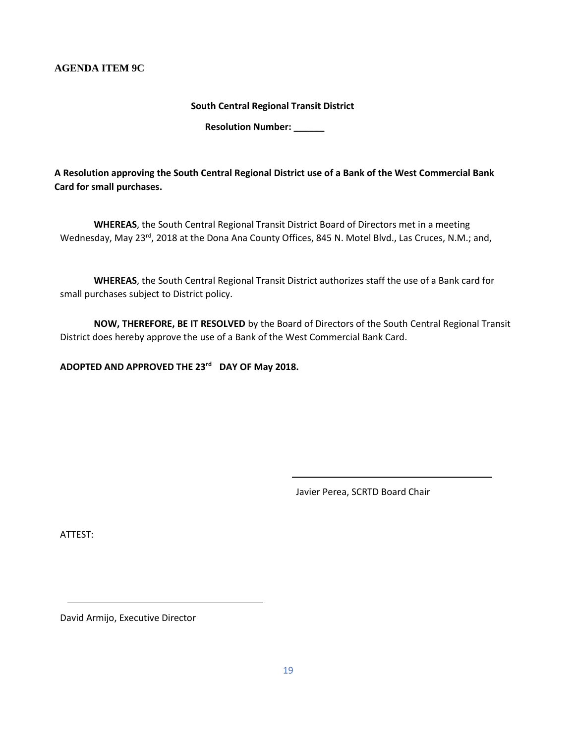**AGENDA ITEM 9C**

**South Central Regional Transit District**

**Resolution Number: ______**

**A Resolution approving the South Central Regional District use of a Bank of the West Commercial Bank Card for small purchases.**

**WHEREAS**, the South Central Regional Transit District Board of Directors met in a meeting Wednesday, May 23rd, 2018 at the Dona Ana County Offices, 845 N. Motel Blvd., Las Cruces, N.M.; and,

**WHEREAS**, the South Central Regional Transit District authorizes staff the use of a Bank card for small purchases subject to District policy.

**NOW, THEREFORE, BE IT RESOLVED** by the Board of Directors of the South Central Regional Transit District does hereby approve the use of a Bank of the West Commercial Bank Card.

**ADOPTED AND APPROVED THE 23rd DAY OF May 2018.**

______________________________

Javier Perea, SCRTD Board Chair

ATTEST:

______________________________

David Armijo, Executive Director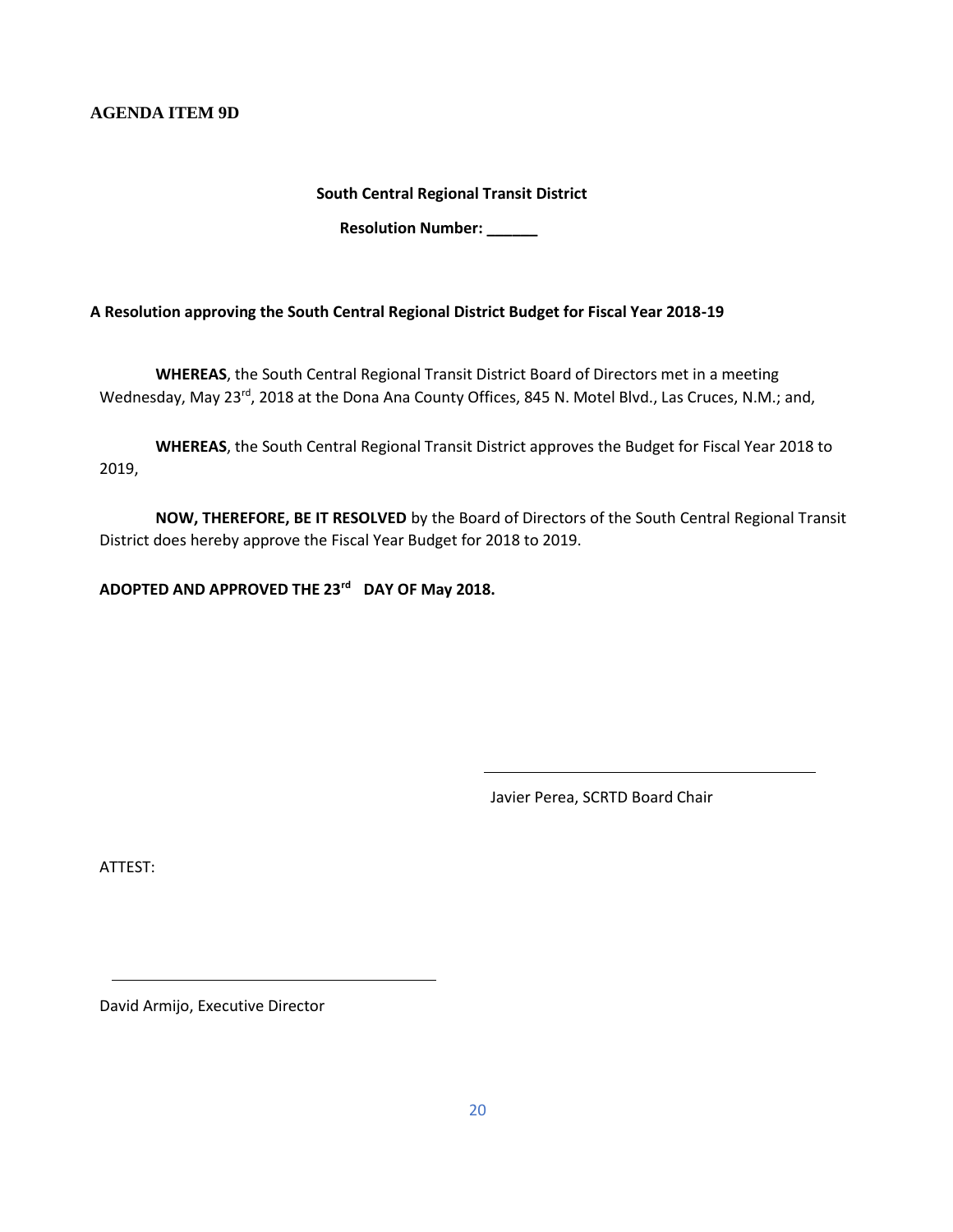**AGENDA ITEM 9D**

**South Central Regional Transit District**

**Resolution Number: ______**

**A Resolution approving the South Central Regional District Budget for Fiscal Year 2018-19**

**WHEREAS**, the South Central Regional Transit District Board of Directors met in a meeting Wednesday, May 23rd, 2018 at the Dona Ana County Offices, 845 N. Motel Blvd., Las Cruces, N.M.; and,

**WHEREAS**, the South Central Regional Transit District approves the Budget for Fiscal Year 2018 to 2019,

**NOW, THEREFORE, BE IT RESOLVED** by the Board of Directors of the South Central Regional Transit District does hereby approve the Fiscal Year Budget for 2018 to 2019.

**ADOPTED AND APPROVED THE 23rd DAY OF May 2018.**

\_\_\_\_\_\_\_\_\_\_\_\_\_\_\_\_\_\_\_\_\_\_\_\_\_\_\_\_\_\_\_\_\_\_\_\_\_\_\_\_

Javier Perea, SCRTD Board Chair

ATTEST:

\_\_\_\_\_\_\_\_\_\_\_\_\_\_\_\_\_\_\_\_\_\_\_\_\_\_\_\_\_\_\_\_\_\_\_\_\_\_\_\_

David Armijo, Executive Director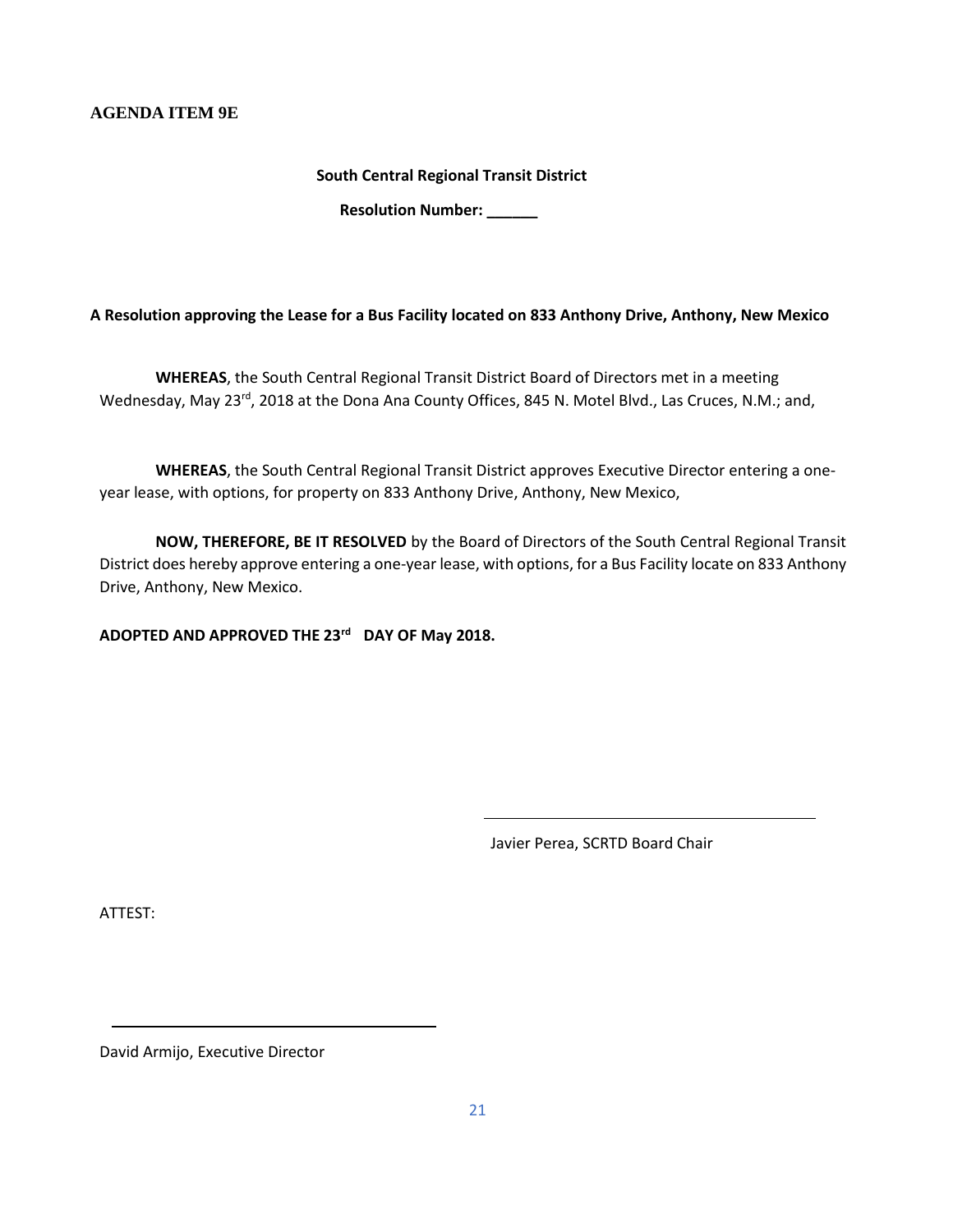**AGENDA ITEM 9E**

**South Central Regional Transit District**

**Resolution Number: ______**

**A Resolution approving the Lease for a Bus Facility located on 833 Anthony Drive, Anthony, New Mexico**

**WHEREAS**, the South Central Regional Transit District Board of Directors met in a meeting Wednesday, May 23rd, 2018 at the Dona Ana County Offices, 845 N. Motel Blvd., Las Cruces, N.M.; and,

**WHEREAS**, the South Central Regional Transit District approves Executive Director entering a one-year lease, with options, for property on 833 Anthony Drive, Anthony, New Mexico,

**NOW, THEREFORE, BE IT RESOLVED** by the Board of Directors of the South Central Regional Transit District does hereby approve entering a one-year lease, with options, for a Bus Facility locate on 833 Anthony Drive, Anthony, New Mexico.

**ADOPTED AND APPROVED THE 23rd DAY OF May 2018.**

______________________________

Javier Perea, SCRTD Board Chair

ATTEST:

______________________________

David Armijo, Executive Director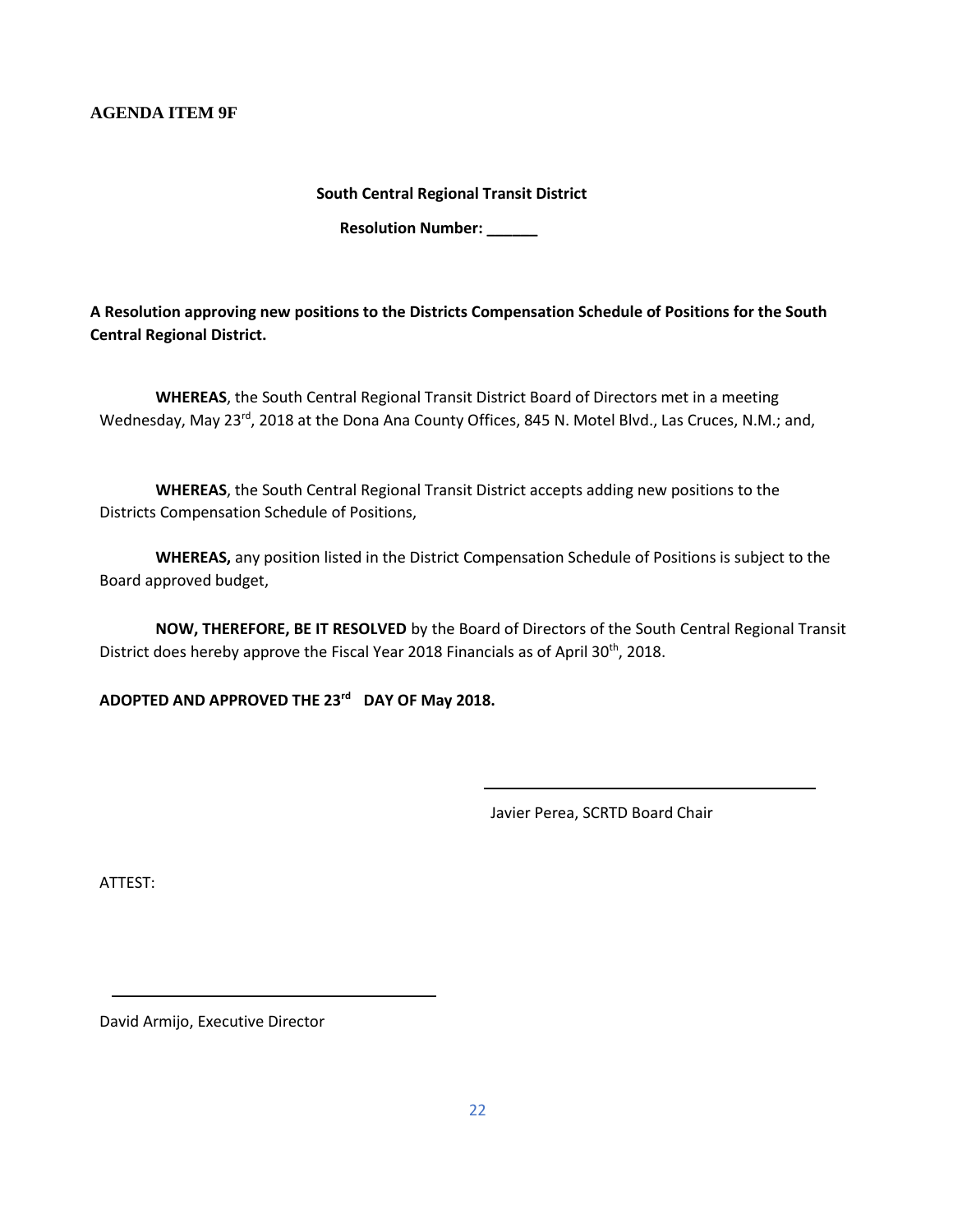**AGENDA ITEM 9F**

**South Central Regional Transit District**

**Resolution Number: ______**

**A Resolution approving new positions to the Districts Compensation Schedule of Positions for the South Central Regional District.**

**WHEREAS**, the South Central Regional Transit District Board of Directors met in a meeting Wednesday, May 23rd, 2018 at the Dona Ana County Offices, 845 N. Motel Blvd., Las Cruces, N.M.; and,

**WHEREAS**, the South Central Regional Transit District accepts adding new positions to the Districts Compensation Schedule of Positions,

**WHEREAS,** any position listed in the District Compensation Schedule of Positions is subject to the Board approved budget,

**NOW, THEREFORE, BE IT RESOLVED** by the Board of Directors of the South Central Regional Transit District does hereby approve the Fiscal Year 2018 Financials as of April 30th, 2018.

**ADOPTED AND APPROVED THE 23rd DAY OF May 2018.**

\_\_\_\_\_\_\_\_\_\_\_\_\_\_\_\_\_\_\_\_\_\_\_\_\_\_\_\_\_\_\_\_\_\_\_\_

Javier Perea, SCRTD Board Chair

ATTEST:

\_\_\_\_\_\_\_\_\_\_\_\_\_\_\_\_\_\_\_\_\_\_\_\_\_\_\_\_\_\_\_\_\_\_\_\_

David Armijo, Executive Director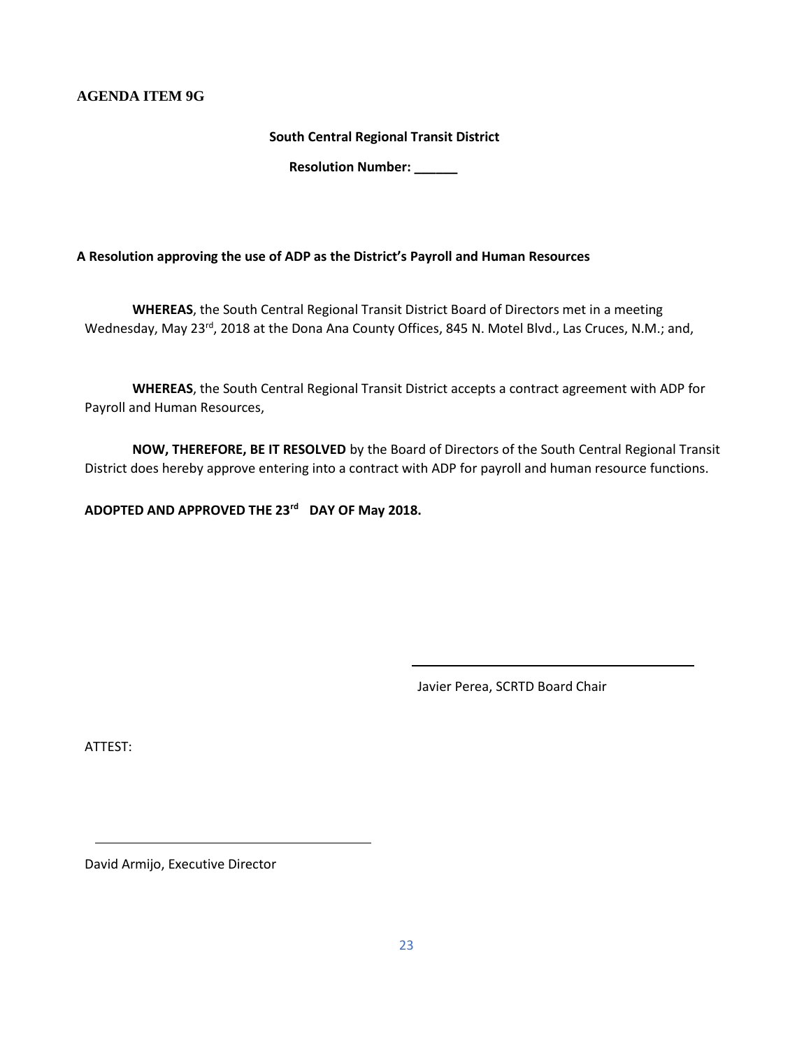**AGENDA ITEM 9G**

**South Central Regional Transit District**

**Resolution Number: ______**

**A Resolution approving the use of ADP as the District's Payroll and Human Resources**

**WHEREAS**, the South Central Regional Transit District Board of Directors met in a meeting Wednesday, May 23rd, 2018 at the Dona Ana County Offices, 845 N. Motel Blvd., Las Cruces, N.M.; and,

**WHEREAS**, the South Central Regional Transit District accepts a contract agreement with ADP for Payroll and Human Resources,

**NOW, THEREFORE, BE IT RESOLVED** by the Board of Directors of the South Central Regional Transit District does hereby approve entering into a contract with ADP for payroll and human resource functions.

**ADOPTED AND APPROVED THE 23rd DAY OF May 2018.**

______________________________

Javier Perea, SCRTD Board Chair

ATTEST:

______________________________

David Armijo, Executive Director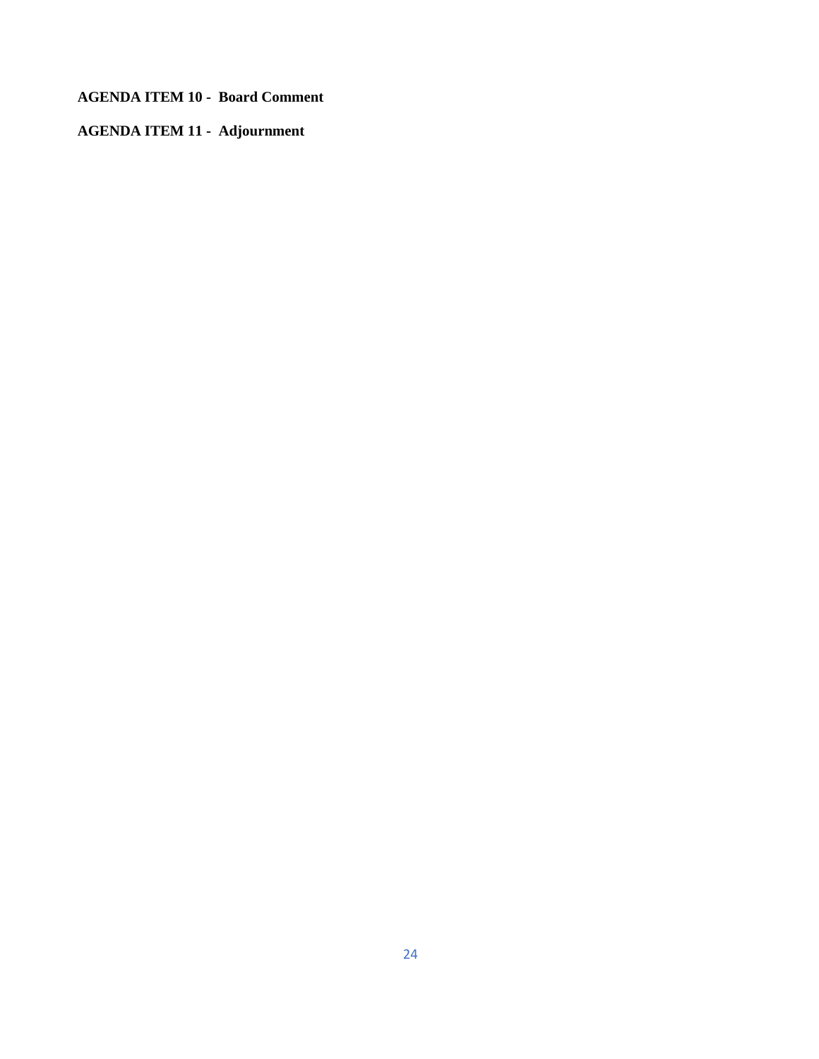**AGENDA ITEM 10 - Board Comment**

**AGENDA ITEM 11 - Adjournment**